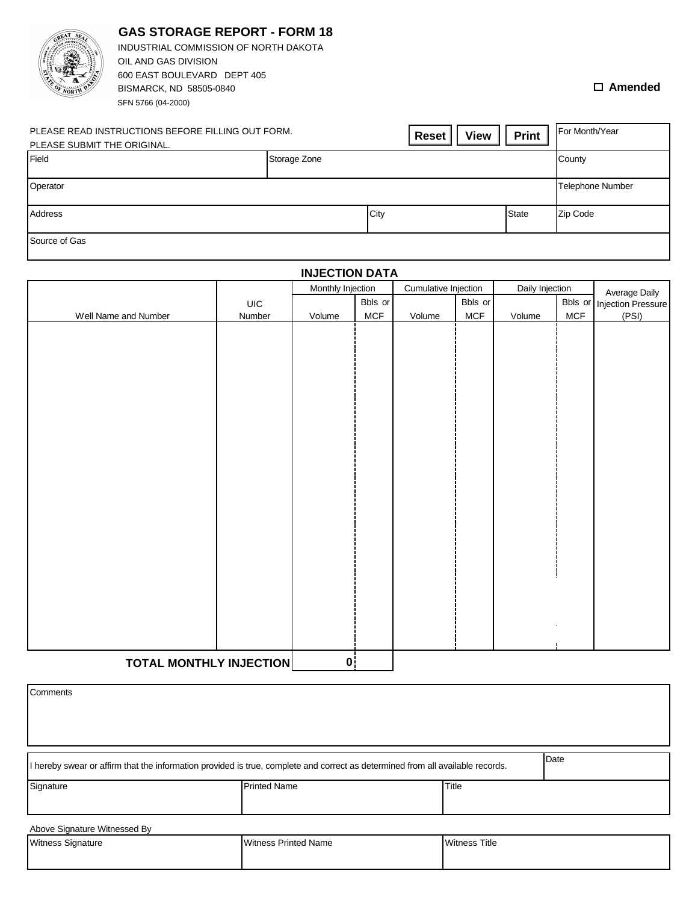# GAS STORAGE REPORT - FORM 18

INDUSTRIAL COMMISSION OF NORTH DAKOTA
OIL AND GAS DIVISION
600 EAST BOULEVARD DEPT 405
BISMARCK, ND 58505-0840
SFN 5766 (04-2000)

☐ **Amended**

PLEASE READ INSTRUCTIONS BEFORE FILLING OUT FORM.
PLEASE SUBMIT THE ORIGINAL.

**Reset** **View** **Print**

| For Month/Year | | | |
|---|---|---|---|
| Field | Storage Zone | | County |
| Operator | | | Telephone Number |
| Address | City | State | Zip Code |
| Source of Gas | | | |

## INJECTION DATA

| Well Name and Number | UIC Number | Monthly Injection Volume | Monthly Injection Bbls or MCF | Cumulative Injection Volume | Cumulative Injection Bbls or MCF | Daily Injection Volume | Daily Injection Bbls or MCF | Average Daily Injection Pressure (PSI) |
|---|---|---|---|---|---|---|---|---|
| | | | | | | | | |
| **TOTAL MONTHLY INJECTION** | | 0 | | | | | | |

Comments

| I hereby swear or affirm that the information provided is true, complete and correct as determined from all available records. | | Date |
|---|---|---|
| Signature | Printed Name | Title |

Above Signature Witnessed By

| Witness Signature | Witness Printed Name | Witness Title |
|---|---|---|
| | | |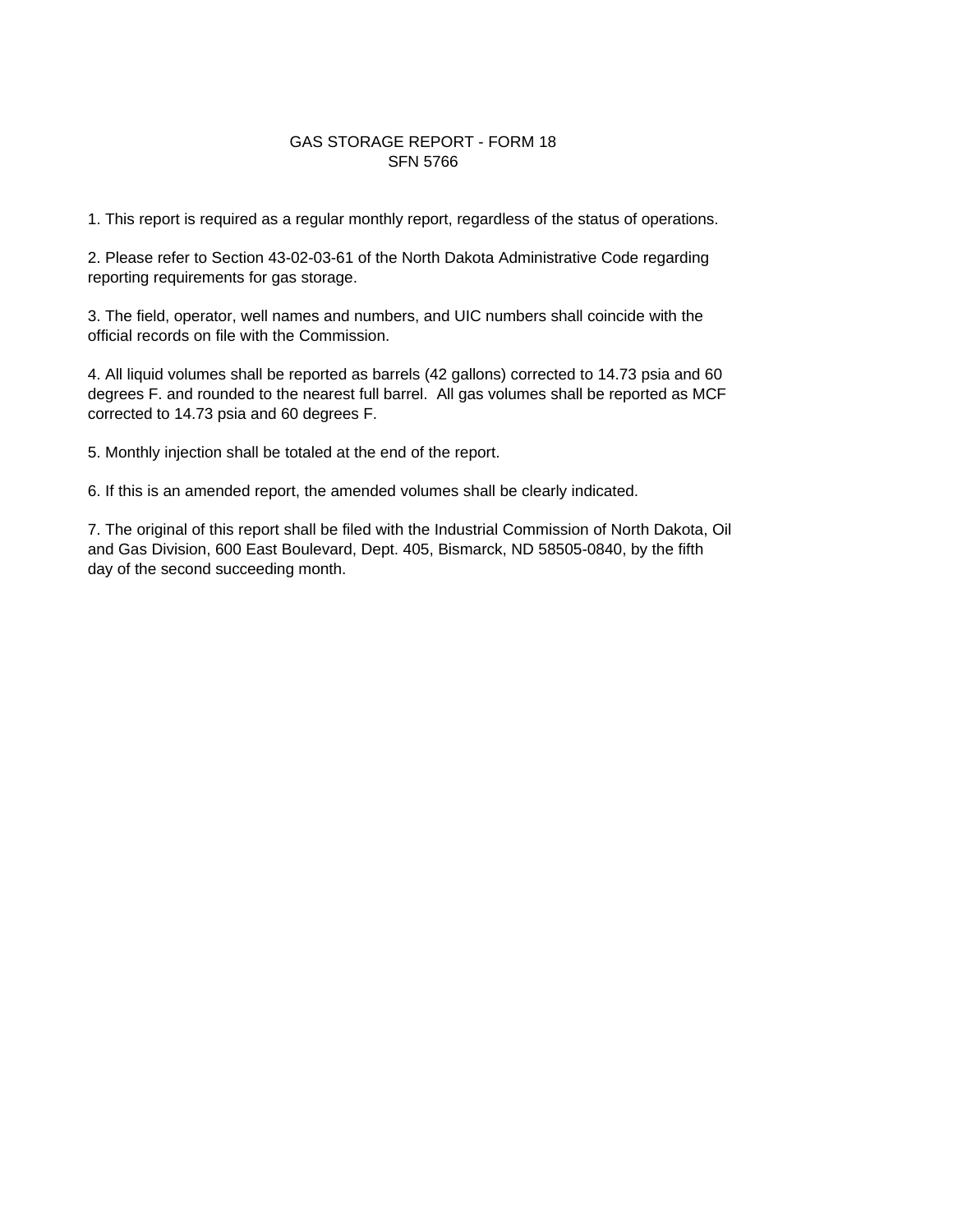# GAS STORAGE REPORT - FORM 18
## SFN 5766

1. This report is required as a regular monthly report, regardless of the status of operations.

2. Please refer to Section 43-02-03-61 of the North Dakota Administrative Code regarding reporting requirements for gas storage.

3. The field, operator, well names and numbers, and UIC numbers shall coincide with the official records on file with the Commission.

4. All liquid volumes shall be reported as barrels (42 gallons) corrected to 14.73 psia and 60 degrees F. and rounded to the nearest full barrel. All gas volumes shall be reported as MCF corrected to 14.73 psia and 60 degrees F.

5. Monthly injection shall be totaled at the end of the report.

6. If this is an amended report, the amended volumes shall be clearly indicated.

7. The original of this report shall be filed with the Industrial Commission of North Dakota, Oil and Gas Division, 600 East Boulevard, Dept. 405, Bismarck, ND 58505-0840, by the fifth day of the second succeeding month.